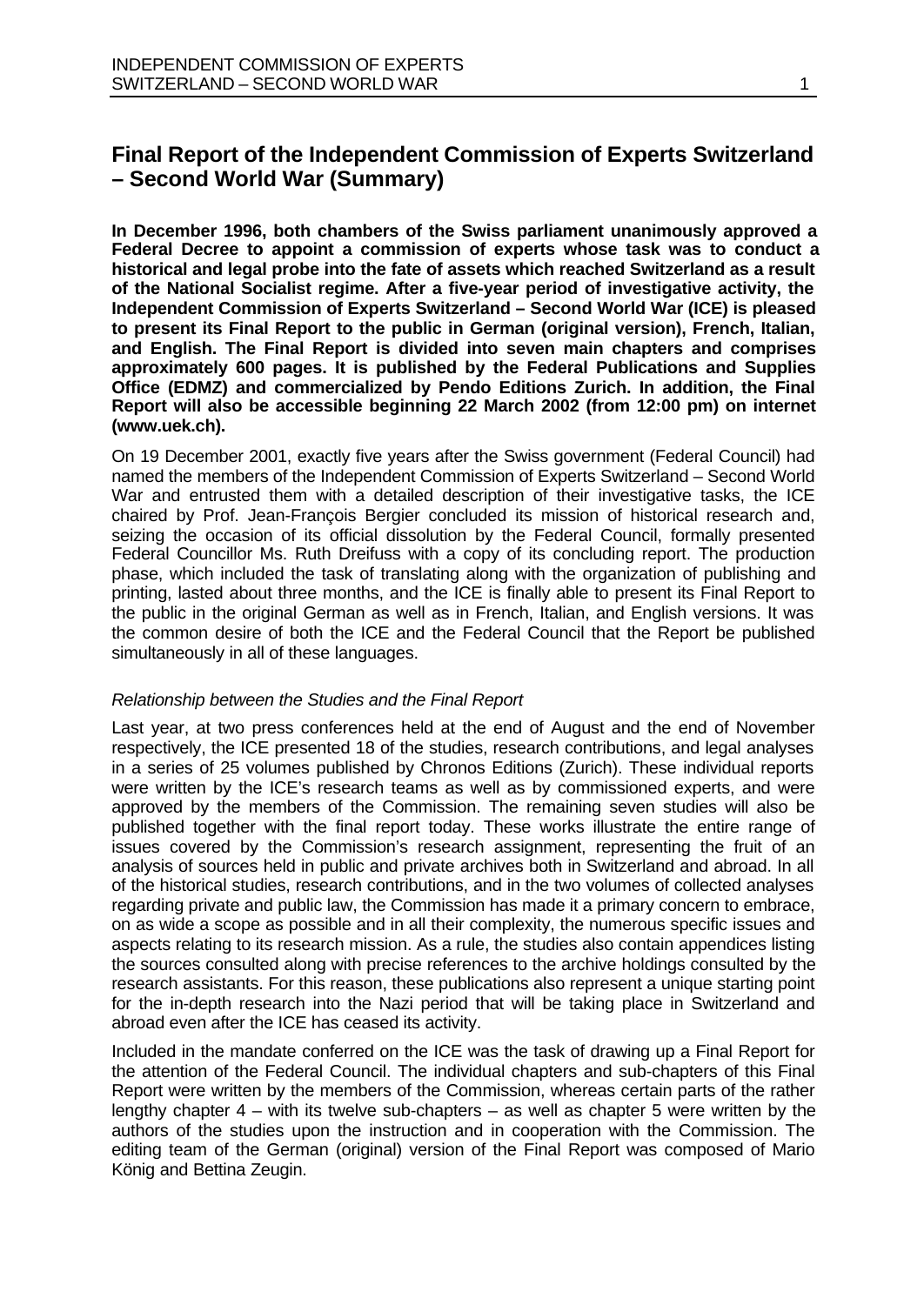# Final Report of the Independent Commission of Experts Switzerland – Second World War (Summary)

**In December 1996, both chambers of the Swiss parliament unanimously approved a Federal Decree to appoint a commission of experts whose task was to conduct a historical and legal probe into the fate of assets which reached Switzerland as a result of the National Socialist regime. After a five-year period of investigative activity, the Independent Commission of Experts Switzerland – Second World War (ICE) is pleased to present its Final Report to the public in German (original version), French, Italian, and English. The Final Report is divided into seven main chapters and comprises approximately 600 pages. It is published by the Federal Publications and Supplies Office (EDMZ) and commercialized by Pendo Editions Zurich. In addition, the Final Report will also be accessible beginning 22 March 2002 (from 12:00 pm) on internet (www.uek.ch).**

On 19 December 2001, exactly five years after the Swiss government (Federal Council) had named the members of the Independent Commission of Experts Switzerland – Second World War and entrusted them with a detailed description of their investigative tasks, the ICE chaired by Prof. Jean-François Bergier concluded its mission of historical research and, seizing the occasion of its official dissolution by the Federal Council, formally presented Federal Councillor Ms. Ruth Dreifuss with a copy of its concluding report. The production phase, which included the task of translating along with the organization of publishing and printing, lasted about three months, and the ICE is finally able to present its Final Report to the public in the original German as well as in French, Italian, and English versions. It was the common desire of both the ICE and the Federal Council that the Report be published simultaneously in all of these languages.

*Relationship between the Studies and the Final Report*

Last year, at two press conferences held at the end of August and the end of November respectively, the ICE presented 18 of the studies, research contributions, and legal analyses in a series of 25 volumes published by Chronos Editions (Zurich). These individual reports were written by the ICE's research teams as well as by commissioned experts, and were approved by the members of the Commission. The remaining seven studies will also be published together with the final report today. These works illustrate the entire range of issues covered by the Commission's research assignment, representing the fruit of an analysis of sources held in public and private archives both in Switzerland and abroad. In all of the historical studies, research contributions, and in the two volumes of collected analyses regarding private and public law, the Commission has made it a primary concern to embrace, on as wide a scope as possible and in all their complexity, the numerous specific issues and aspects relating to its research mission. As a rule, the studies also contain appendices listing the sources consulted along with precise references to the archive holdings consulted by the research assistants. For this reason, these publications also represent a unique starting point for the in-depth research into the Nazi period that will be taking place in Switzerland and abroad even after the ICE has ceased its activity.

Included in the mandate conferred on the ICE was the task of drawing up a Final Report for the attention of the Federal Council. The individual chapters and sub-chapters of this Final Report were written by the members of the Commission, whereas certain parts of the rather lengthy chapter 4 – with its twelve sub-chapters – as well as chapter 5 were written by the authors of the studies upon the instruction and in cooperation with the Commission. The editing team of the German (original) version of the Final Report was composed of Mario König and Bettina Zeugin.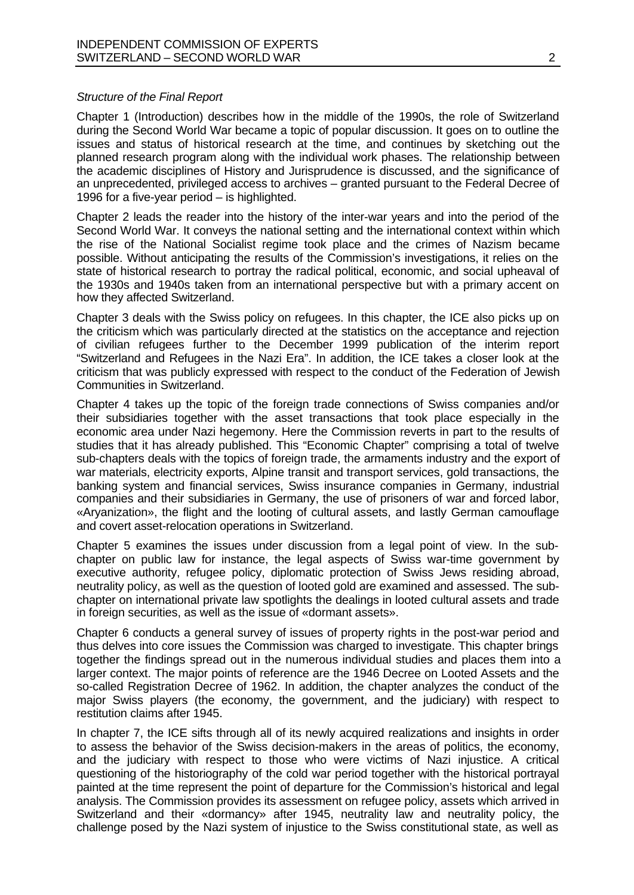*Structure of the Final Report*

Chapter 1 (Introduction) describes how in the middle of the 1990s, the role of Switzerland during the Second World War became a topic of popular discussion. It goes on to outline the issues and status of historical research at the time, and continues by sketching out the planned research program along with the individual work phases. The relationship between the academic disciplines of History and Jurisprudence is discussed, and the significance of an unprecedented, privileged access to archives – granted pursuant to the Federal Decree of 1996 for a five-year period – is highlighted.

Chapter 2 leads the reader into the history of the inter-war years and into the period of the Second World War. It conveys the national setting and the international context within which the rise of the National Socialist regime took place and the crimes of Nazism became possible. Without anticipating the results of the Commission's investigations, it relies on the state of historical research to portray the radical political, economic, and social upheaval of the 1930s and 1940s taken from an international perspective but with a primary accent on how they affected Switzerland.

Chapter 3 deals with the Swiss policy on refugees. In this chapter, the ICE also picks up on the criticism which was particularly directed at the statistics on the acceptance and rejection of civilian refugees further to the December 1999 publication of the interim report "Switzerland and Refugees in the Nazi Era". In addition, the ICE takes a closer look at the criticism that was publicly expressed with respect to the conduct of the Federation of Jewish Communities in Switzerland.

Chapter 4 takes up the topic of the foreign trade connections of Swiss companies and/or their subsidiaries together with the asset transactions that took place especially in the economic area under Nazi hegemony. Here the Commission reverts in part to the results of studies that it has already published. This "Economic Chapter" comprising a total of twelve sub-chapters deals with the topics of foreign trade, the armaments industry and the export of war materials, electricity exports, Alpine transit and transport services, gold transactions, the banking system and financial services, Swiss insurance companies in Germany, industrial companies and their subsidiaries in Germany, the use of prisoners of war and forced labor, «Aryanization», the flight and the looting of cultural assets, and lastly German camouflage and covert asset-relocation operations in Switzerland.

Chapter 5 examines the issues under discussion from a legal point of view. In the sub-chapter on public law for instance, the legal aspects of Swiss war-time government by executive authority, refugee policy, diplomatic protection of Swiss Jews residing abroad, neutrality policy, as well as the question of looted gold are examined and assessed. The sub-chapter on international private law spotlights the dealings in looted cultural assets and trade in foreign securities, as well as the issue of «dormant assets».

Chapter 6 conducts a general survey of issues of property rights in the post-war period and thus delves into core issues the Commission was charged to investigate. This chapter brings together the findings spread out in the numerous individual studies and places them into a larger context. The major points of reference are the 1946 Decree on Looted Assets and the so-called Registration Decree of 1962. In addition, the chapter analyzes the conduct of the major Swiss players (the economy, the government, and the judiciary) with respect to restitution claims after 1945.

In chapter 7, the ICE sifts through all of its newly acquired realizations and insights in order to assess the behavior of the Swiss decision-makers in the areas of politics, the economy, and the judiciary with respect to those who were victims of Nazi injustice. A critical questioning of the historiography of the cold war period together with the historical portrayal painted at the time represent the point of departure for the Commission's historical and legal analysis. The Commission provides its assessment on refugee policy, assets which arrived in Switzerland and their «dormancy» after 1945, neutrality law and neutrality policy, the challenge posed by the Nazi system of injustice to the Swiss constitutional state, as well as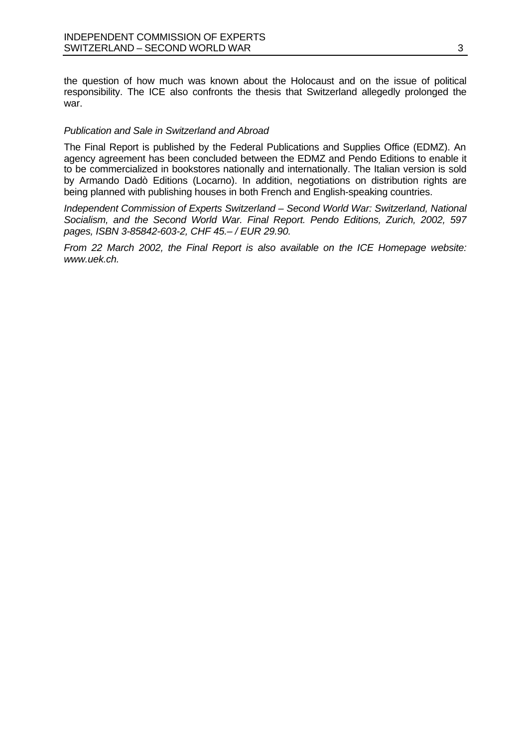the question of how much was known about the Holocaust and on the issue of political responsibility. The ICE also confronts the thesis that Switzerland allegedly prolonged the war.

*Publication and Sale in Switzerland and Abroad*

The Final Report is published by the Federal Publications and Supplies Office (EDMZ). An agency agreement has been concluded between the EDMZ and Pendo Editions to enable it to be commercialized in bookstores nationally and internationally. The Italian version is sold by Armando Dadò Editions (Locarno). In addition, negotiations on distribution rights are being planned with publishing houses in both French and English-speaking countries.

*Independent Commission of Experts Switzerland – Second World War: Switzerland, National Socialism, and the Second World War. Final Report. Pendo Editions, Zurich, 2002, 597 pages, ISBN 3-85842-603-2, CHF 45.– / EUR 29.90.*

*From 22 March 2002, the Final Report is also available on the ICE Homepage website: www.uek.ch.*